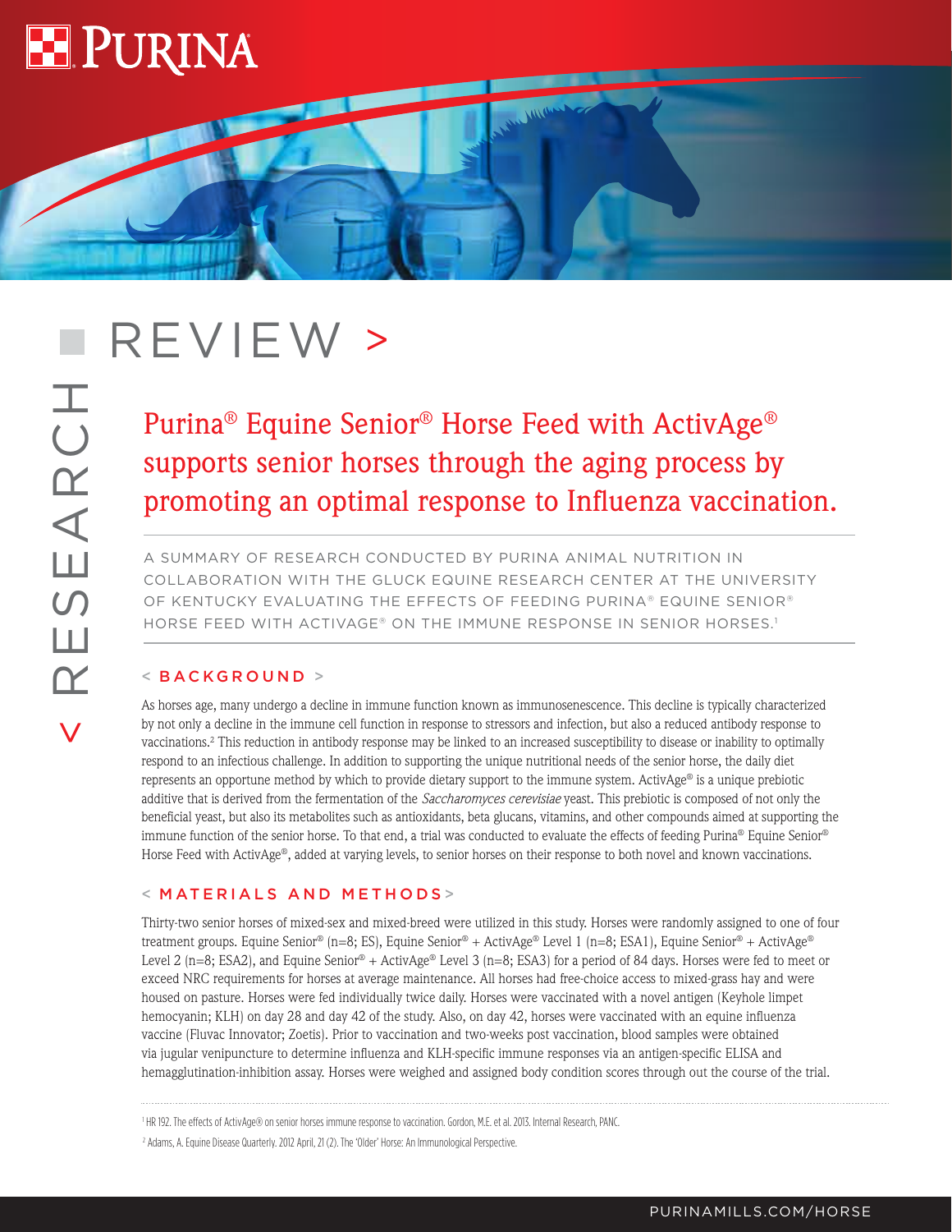# RESEARCH REVIEW

## Purina® Equine Senior® Horse Feed with ActivAge® supports senior horses through the aging process by promoting an optimal response to Influenza vaccination.

A SUMMARY OF RESEARCH CONDUCTED BY PURINA ANIMAL NUTRITION IN COLLABORATION WITH THE GLUCK EQUINE RESEARCH CENTER AT THE UNIVERSITY OF KENTUCKY EVALUATING THE EFFECTS OF FEEDING PURINA® EQUINE SENIOR® HORSE FEED WITH ACTIVAGE® ON THE IMMUNE RESPONSE IN SENIOR HORSES.[1]

### < BACKGROUND >

As horses age, many undergo a decline in immune function known as immunosenescence. This decline is typically characterized by not only a decline in the immune cell function in response to stressors and infection, but also a reduced antibody response to vaccinations.[2] This reduction in antibody response may be linked to an increased susceptibility to disease or inability to optimally respond to an infectious challenge. In addition to supporting the unique nutritional needs of the senior horse, the daily diet represents an opportune method by which to provide dietary support to the immune system. ActivAge® is a unique prebiotic additive that is derived from the fermentation of the *Saccharomyces cerevisiae* yeast. This prebiotic is composed of not only the beneficial yeast, but also its metabolites such as antioxidants, beta glucans, vitamins, and other compounds aimed at supporting the immune function of the senior horse. To that end, a trial was conducted to evaluate the effects of feeding Purina® Equine Senior® Horse Feed with ActivAge®, added at varying levels, to senior horses on their response to both novel and known vaccinations.

### < MATERIALS AND METHODS >

Thirty-two senior horses of mixed-sex and mixed-breed were utilized in this study. Horses were randomly assigned to one of four treatment groups. Equine Senior® (n=8; ES), Equine Senior® + ActivAge® Level 1 (n=8; ESA1), Equine Senior® + ActivAge® Level 2 (n=8; ESA2), and Equine Senior® + ActivAge® Level 3 (n=8; ESA3) for a period of 84 days. Horses were fed to meet or exceed NRC requirements for horses at average maintenance. All horses had free-choice access to mixed-grass hay and were housed on pasture. Horses were fed individually twice daily. Horses were vaccinated with a novel antigen (Keyhole limpet hemocyanin; KLH) on day 28 and day 42 of the study. Also, on day 42, horses were vaccinated with an equine influenza vaccine (Fluvac Innovator; Zoetis). Prior to vaccination and two-weeks post vaccination, blood samples were obtained via jugular venipuncture to determine influenza and KLH-specific immune responses via an antigen-specific ELISA and hemagglutination-inhibition assay. Horses were weighed and assigned body condition scores through out the course of the trial.

---

[1] HR 192. The effects of ActivAge® on senior horses immune response to vaccination. Gordon, M.E. et al. 2013. Internal Research, PANC.

[2] Adams, A. Equine Disease Quarterly. 2012 April, 21 (2). The 'Older' Horse: An Immunological Perspective.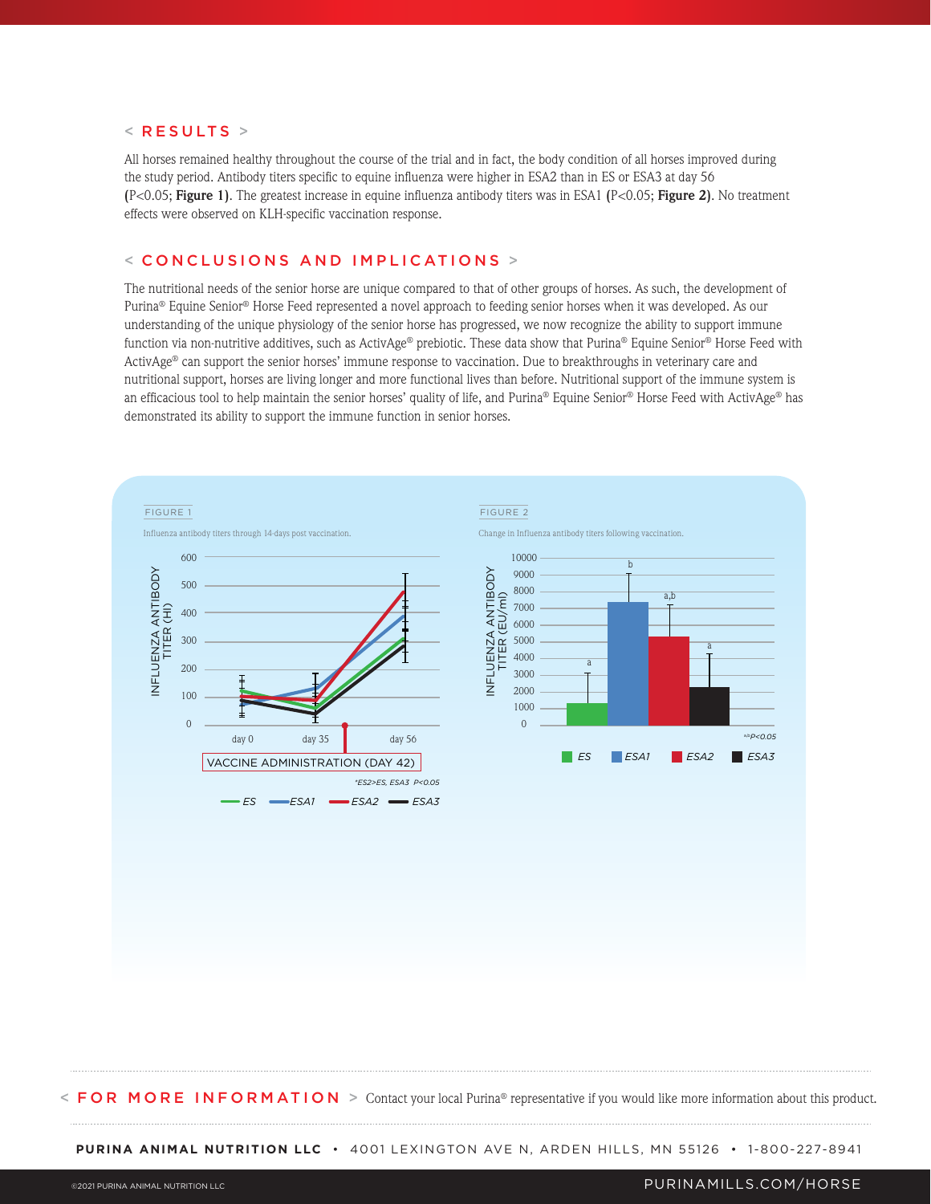## < RESULTS >

All horses remained healthy throughout the course of the trial and in fact, the body condition of all horses improved during the study period. Antibody titers specific to equine influenza were higher in ESA2 than in ES or ESA3 at day 56 (P<0.05; **Figure 1**). The greatest increase in equine influenza antibody titers was in ESA1 (P<0.05; **Figure 2**). No treatment effects were observed on KLH-specific vaccination response.

## < CONCLUSIONS AND IMPLICATIONS >

The nutritional needs of the senior horse are unique compared to that of other groups of horses. As such, the development of Purina® Equine Senior® Horse Feed represented a novel approach to feeding senior horses when it was developed. As our understanding of the unique physiology of the senior horse has progressed, we now recognize the ability to support immune function via non-nutritive additives, such as ActivAge® prebiotic. These data show that Purina® Equine Senior® Horse Feed with ActivAge® can support the senior horses' immune response to vaccination. Due to breakthroughs in veterinary care and nutritional support, horses are living longer and more functional lives than before. Nutritional support of the immune system is an efficacious tool to help maintain the senior horses' quality of life, and Purina® Equine Senior® Horse Feed with ActivAge® has demonstrated its ability to support the immune function in senior horses.

FIGURE 1

Influenza antibody titers through 14-days post vaccination.

INFLUENZA ANTIBODY TITER (HI)

600
500
400
300
200
100
0

day 0
day 35
day 56

VACCINE ADMINISTRATION (DAY 42)

*ES2>ES, ESA3 P<0.05

ES
ESA1
ESA2
ESA3

FIGURE 2

Change in Influenza antibody titers following vaccination.

INFLUENZA ANTIBODY TITER (EU/ml)

10000
9000
8000
7000
6000
5000
4000
3000
2000
1000
0

a
b
a,b
a

a,b P<0.05

ES
ESA1
ESA2
ESA3

< FOR MORE INFORMATION > Contact your local Purina® representative if you would like more information about this product.

**PURINA ANIMAL NUTRITION LLC** • 4001 LEXINGTON AVE N, ARDEN HILLS, MN 55126 • 1-800-227-8941

©2021 PURINA ANIMAL NUTRITION LLC

PURINAMILLS.COM/HORSE